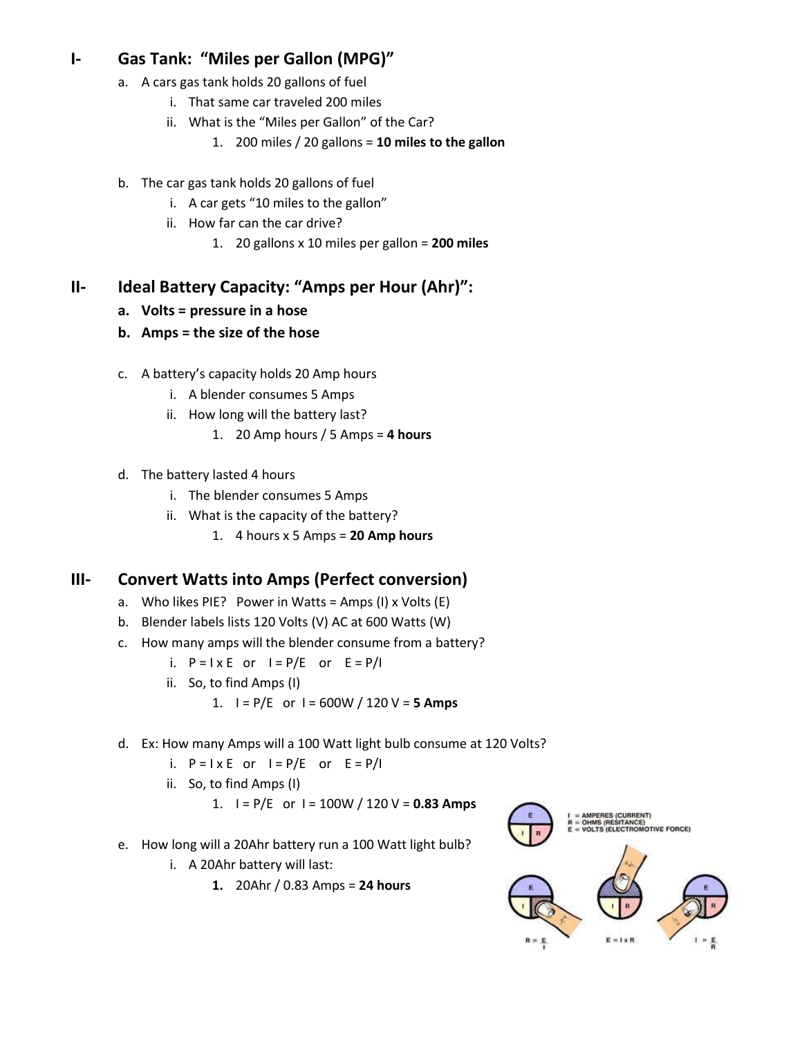## I- Gas Tank: "Miles per Gallon (MPG)"

a. A cars gas tank holds 20 gallons of fuel
   i. That same car traveled 200 miles
   ii. What is the "Miles per Gallon" of the Car?
      1. 200 miles / 20 gallons = **10 miles to the gallon**

b. The car gas tank holds 20 gallons of fuel
   i. A car gets "10 miles to the gallon"
   ii. How far can the car drive?
      1. 20 gallons x 10 miles per gallon = **200 miles**

## II- Ideal Battery Capacity: "Amps per Hour (Ahr)":

**a. Volts = pressure in a hose**

**b. Amps = the size of the hose**

c. A battery's capacity holds 20 Amp hours
   i. A blender consumes 5 Amps
   ii. How long will the battery last?
      1. 20 Amp hours / 5 Amps = **4 hours**

d. The battery lasted 4 hours
   i. The blender consumes 5 Amps
   ii. What is the capacity of the battery?
      1. 4 hours x 5 Amps = **20 Amp hours**

## III- Convert Watts into Amps (Perfect conversion)

a. Who likes PIE? Power in Watts = Amps (I) x Volts (E)

b. Blender labels lists 120 Volts (V) AC at 600 Watts (W)

c. How many amps will the blender consume from a battery?
   i. $P = I \times E$ or $I = P/E$ or $E = P/I$
   ii. So, to find Amps (I)
      1. $I = P/E$ or $I = 600W / 120 V =$ **5 Amps**

d. Ex: How many Amps will a 100 Watt light bulb consume at 120 Volts?
   i. $P = I \times E$ or $I = P/E$ or $E = P/I$
   ii. So, to find Amps (I)
      1. $I = P/E$ or $I = 100W / 120 V =$ **0.83 Amps**

e. How long will a 20Ahr battery run a 100 Watt light bulb?
   i. A 20Ahr battery will last:
      **1.** 20Ahr / 0.83 Amps = **24 hours**

I = AMPERES (CURRENT)
R = OHMS (RESITANCE)
E = VOLTS (ELECTROMOTIVE FORCE)

$R = \frac{E}{I}$ $E = I \times R$ $I = \frac{E}{R}$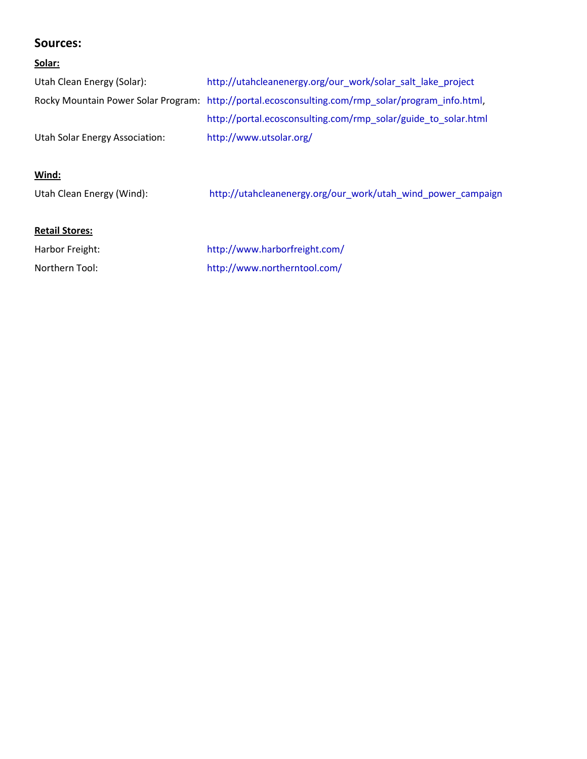## Sources:

**Solar:**

Utah Clean Energy (Solar): http://utahcleanenergy.org/our_work/solar_salt_lake_project

Rocky Mountain Power Solar Program: http://portal.ecosconsulting.com/rmp_solar/program_info.html, http://portal.ecosconsulting.com/rmp_solar/guide_to_solar.html

Utah Solar Energy Association: http://www.utsolar.org/

**Wind:**

Utah Clean Energy (Wind): http://utahcleanenergy.org/our_work/utah_wind_power_campaign

**Retail Stores:**

Harbor Freight: http://www.harborfreight.com/

Northern Tool: http://www.northerntool.com/